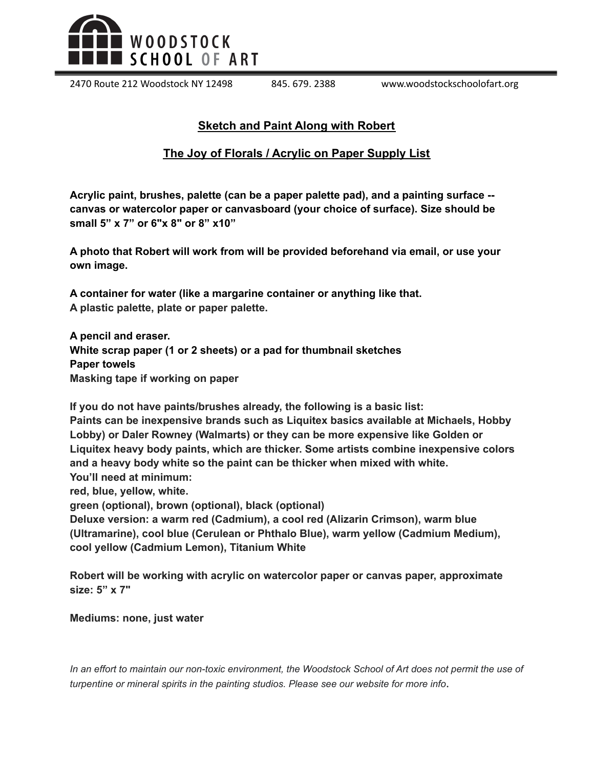# WOODSTOCK SCHOOL OF ART

2470 Route 212 Woodstock NY 12498 845. 679. 2388 www.woodstockschoolofart.org

## Sketch and Paint Along with Robert

## The Joy of Florals / Acrylic on Paper Supply List

**Acrylic paint, brushes, palette (can be a paper palette pad), and a painting surface -- canvas or watercolor paper or canvasboard (your choice of surface). Size should be small 5" x 7" or 6"x 8" or 8" x10"**

**A photo that Robert will work from will be provided beforehand via email, or use your own image.**

**A container for water (like a margarine container or anything like that.**
**A plastic palette, plate or paper palette.**

**A pencil and eraser.**
**White scrap paper (1 or 2 sheets) or a pad for thumbnail sketches**
**Paper towels**
**Masking tape if working on paper**

**If you do not have paints/brushes already, the following is a basic list:**
**Paints can be inexpensive brands such as Liquitex basics available at Michaels, Hobby Lobby) or Daler Rowney (Walmarts) or they can be more expensive like Golden or Liquitex heavy body paints, which are thicker. Some artists combine inexpensive colors and a heavy body white so the paint can be thicker when mixed with white.**
**You'll need at minimum:**
**red, blue, yellow, white.**
**green (optional), brown (optional), black (optional)**
**Deluxe version: a warm red (Cadmium), a cool red (Alizarin Crimson), warm blue (Ultramarine), cool blue (Cerulean or Phthalo Blue), warm yellow (Cadmium Medium), cool yellow (Cadmium Lemon), Titanium White**

**Robert will be working with acrylic on watercolor paper or canvas paper, approximate size: 5" x 7"**

**Mediums: none, just water**

*In an effort to maintain our non-toxic environment, the Woodstock School of Art does not permit the use of turpentine or mineral spirits in the painting studios. Please see our website for more info*.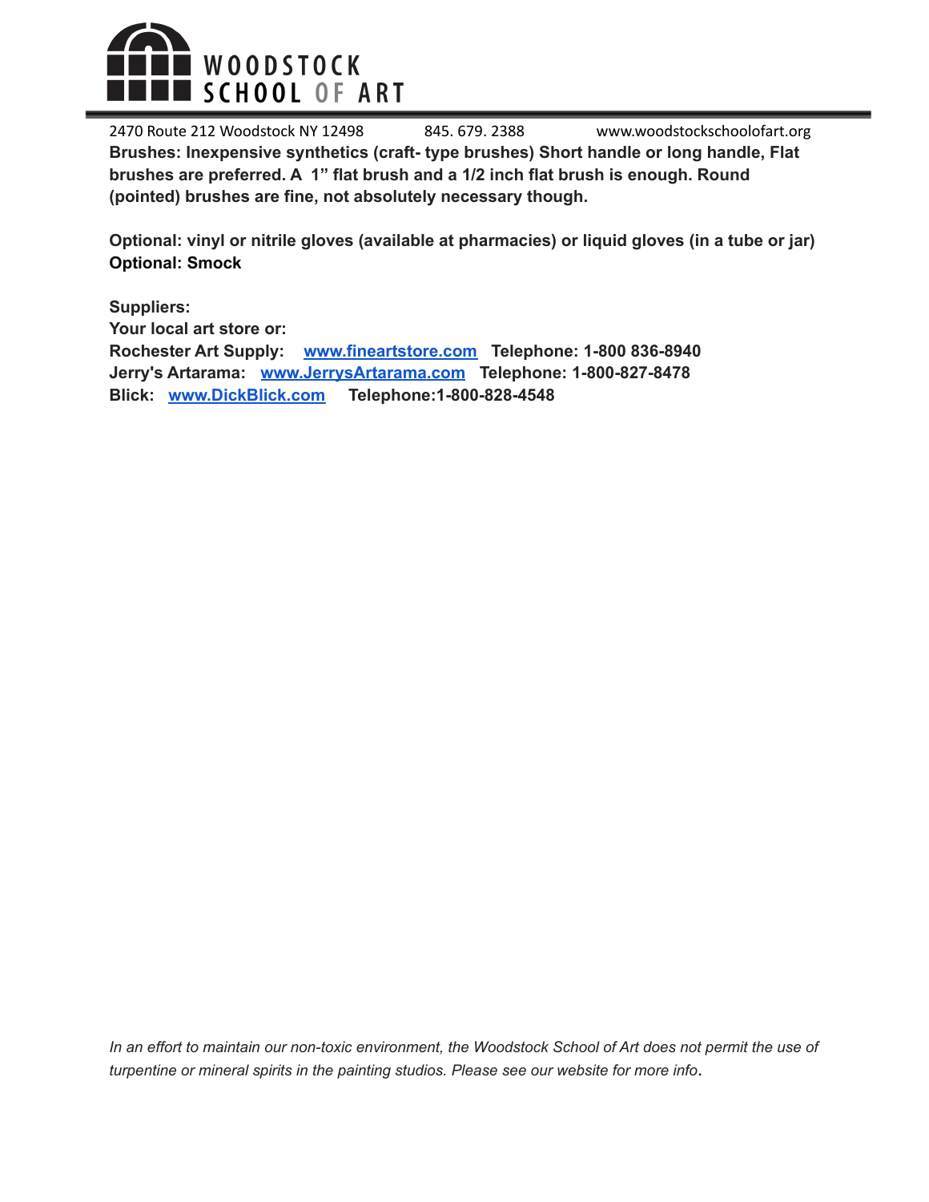**Brushes: Inexpensive synthetics (craft- type brushes) Short handle or long handle, Flat brushes are preferred. A 1" flat brush and a 1/2 inch flat brush is enough. Round (pointed) brushes are fine, not absolutely necessary though.**

**Optional: vinyl or nitrile gloves (available at pharmacies) or liquid gloves (in a tube or jar)**
**Optional: Smock**

**Suppliers:**
**Your local art store or:**
**Rochester Art Supply: [www.fineartstore.com](http://www.fineartstore.com) Telephone: 1-800 836-8940**
**Jerry's Artarama: [www.JerrysArtarama.com](http://www.JerrysArtarama.com) Telephone: 1-800-827-8478**
**Blick: [www.DickBlick.com](http://www.DickBlick.com) Telephone:1-800-828-4548**

*In an effort to maintain our non-toxic environment, the Woodstock School of Art does not permit the use of turpentine or mineral spirits in the painting studios. Please see our website for more info*.